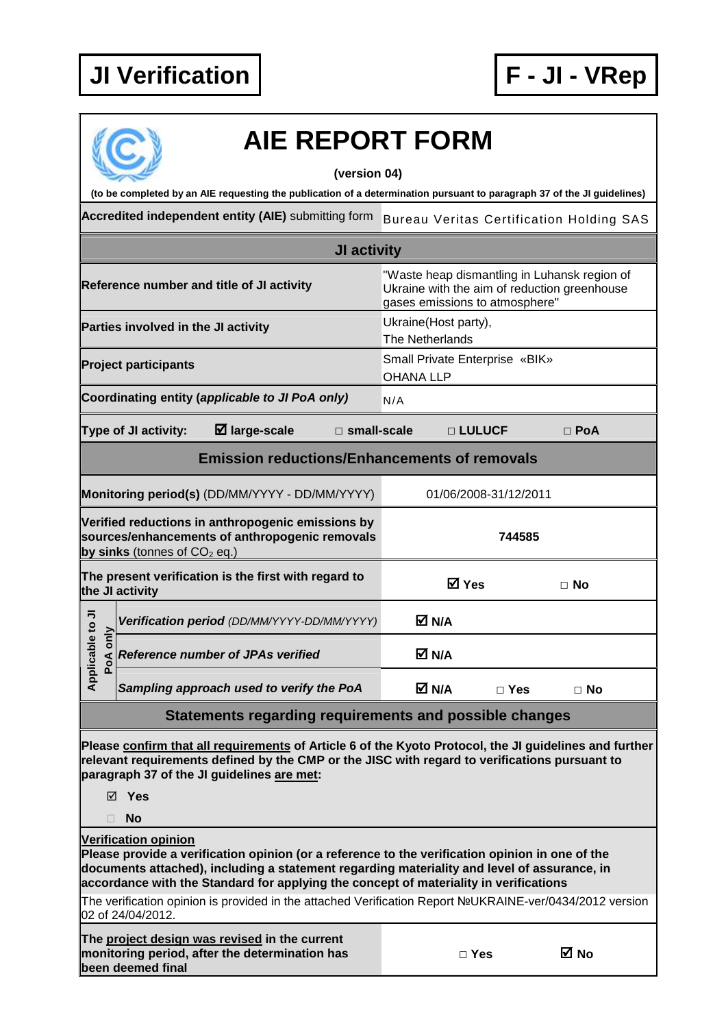# JI Verification

# F - JI - VRep

## AIE REPORT FORM

**(version 04)**

**(to be completed by an AIE requesting the publication of a determination pursuant to paragraph 37 of the JI guidelines)**

| | |
|---|---|
| **Accredited independent entity (AIE)** submitting form | Bureau Veritas Certification Holding SAS |
| **JI activity** | |
| **Reference number and title of JI activity** | "Waste heap dismantling in Luhansk region of Ukraine with the aim of reduction greenhouse gases emissions to atmosphere" |
| **Parties involved in the JI activity** | Ukraine(Host party), The Netherlands |
| **Project participants** | Small Private Enterprise «BIK» OHANA LLP |
| **Coordinating entity (*applicable to JI PoA only*)** | N/A |

| **Type of JI activity:** | ☑ **large-scale** | □ **small-scale** | □ **LULUCF** | □ **PoA** |
|---|---|---|---|---|

**Emission reductions/Enhancements of removals**

| | | | |
|---|---|---|---|
| **Monitoring period(s)** (DD/MM/YYYY - DD/MM/YYYY) | 01/06/2008-31/12/2011 | | |
| **Verified reductions in anthropogenic emissions by sources/enhancements of anthropogenic removals by sinks** (tonnes of $CO_2$ eq.) | **744585** | | |
| **The present verification is the first with regard to the JI activity** | ☑ **Yes** | □ **No** | |
| Applicable to JI PoA only: ***Verification period*** *(DD/MM/YYYY-DD/MM/YYYY)* | ☑ **N/A** | | |
| Applicable to JI PoA only: ***Reference number of JPAs verified*** | ☑ **N/A** | | |
| Applicable to JI PoA only: ***Sampling approach used to verify the PoA*** | ☑ **N/A** | □ **Yes** | □ **No** |

**Statements regarding requirements and possible changes**

**Please confirm that all requirements of Article 6 of the Kyoto Protocol, the JI guidelines and further relevant requirements defined by the CMP or the JISC with regard to verifications pursuant to paragraph 37 of the JI guidelines are met:**

☑ **Yes**

□ **No**

**Verification opinion**
**Please provide a verification opinion (or a reference to the verification opinion in one of the documents attached), including a statement regarding materiality and level of assurance, in accordance with the Standard for applying the concept of materiality in verifications**

The verification opinion is provided in the attached Verification Report №UKRAINE-ver/0434/2012 version 02 of 24/04/2012.

| | | |
|---|---|---|
| **The project design was revised in the current monitoring period, after the determination has been deemed final** | □ **Yes** | ☑ **No** |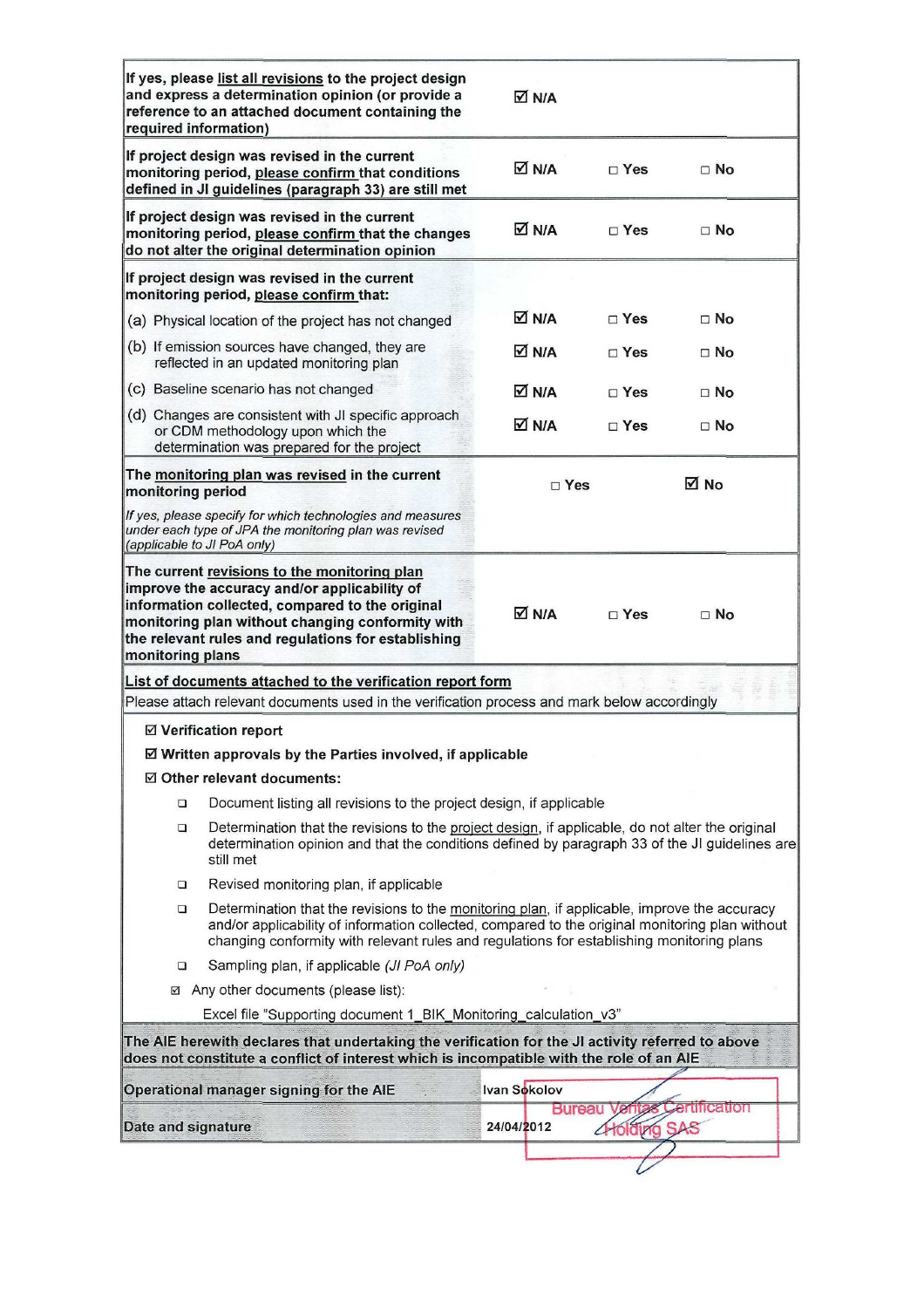| | | | |
|---|---|---|---|
| If yes, please list all revisions to the project design and express a determination opinion (or provide a reference to an attached document containing the required information) | ☑ N/A | | |
| If project design was revised in the current monitoring period, please confirm that conditions defined in JI guidelines (paragraph 33) are still met | ☑ N/A | □ Yes | □ No |
| If project design was revised in the current monitoring period, please confirm that the changes do not alter the original determination opinion | ☑ N/A | □ Yes | □ No |
| If project design was revised in the current monitoring period, please confirm that: | | | |
| (a) Physical location of the project has not changed | ☑ N/A | □ Yes | □ No |
| (b) If emission sources have changed, they are reflected in an updated monitoring plan | ☑ N/A | □ Yes | □ No |
| (c) Baseline scenario has not changed | ☑ N/A | □ Yes | □ No |
| (d) Changes are consistent with JI specific approach or CDM methodology upon which the determination was prepared for the project | ☑ N/A | □ Yes | □ No |
| The monitoring plan was revised in the current monitoring period<br>*If yes, please specify for which technologies and measures under each type of JPA the monitoring plan was revised (applicable to JI PoA only)* | □ Yes | | ☑ No |
| The current revisions to the monitoring plan improve the accuracy and/or applicability of information collected, compared to the original monitoring plan without changing conformity with the relevant rules and regulations for establishing monitoring plans | ☑ N/A | □ Yes | □ No |

**List of documents attached to the verification report form**

Please attach relevant documents used in the verification process and mark below accordingly

- ☑ **Verification report**
- ☑ **Written approvals by the Parties involved, if applicable**
- ☑ **Other relevant documents:**
  - ☐ Document listing all revisions to the project design, if applicable
  - ☐ Determination that the revisions to the project design, if applicable, do not alter the original determination opinion and that the conditions defined by paragraph 33 of the JI guidelines are still met
  - ☐ Revised monitoring plan, if applicable
  - ☐ Determination that the revisions to the monitoring plan, if applicable, improve the accuracy and/or applicability of information collected, compared to the original monitoring plan without changing conformity with relevant rules and regulations for establishing monitoring plans
  - ☐ Sampling plan, if applicable *(JI PoA only)*
  - ☑ Any other documents (please list):

    Excel file "Supporting document 1_BIK_Monitoring_calculation_v3"

**The AIE herewith declares that undertaking the verification for the JI activity referred to above does not constitute a conflict of interest which is incompatible with the role of an AIE**

| | |
|---|---|
| **Operational manager signing for the AIE** | Ivan Sokolov |
| **Date and signature** | 24/04/2012 |

Bureau Veritas Certification Holding SAS